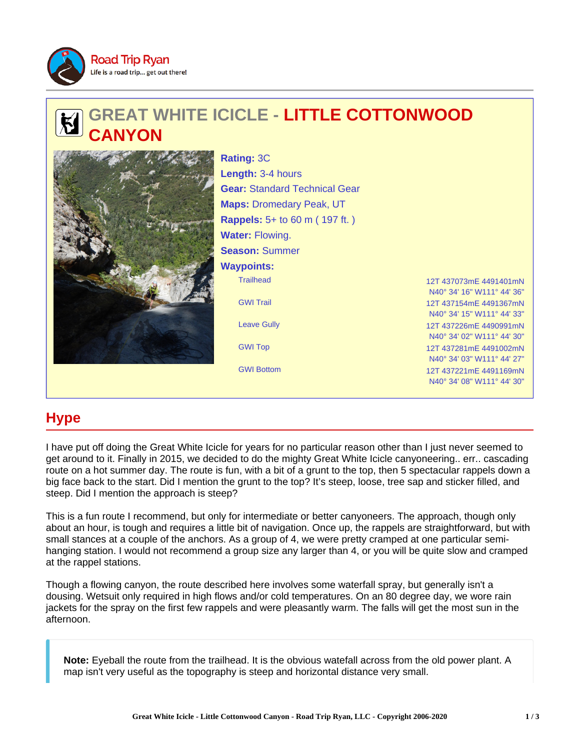Road Trip Ryan
Life is a road trip... get out there!

# GREAT WHITE ICICLE - LITTLE COTTONWOOD CANYON

**Rating:** 3C
**Length:** 3-4 hours
**Gear:** Standard Technical Gear
**Maps:** Dromedary Peak, UT
**Rappels:** 5+ to 60 m ( 197 ft. )
**Water:** Flowing.
**Season:** Summer
**Waypoints:**

| Waypoint | Coordinates |
| --- | --- |
| Trailhead | 12T 437073mE 4491401mN<br>N40° 34' 16" W111° 44' 36" |
| GWI Trail | 12T 437154mE 4491367mN<br>N40° 34' 15" W111° 44' 33" |
| Leave Gully | 12T 437226mE 4490991mN<br>N40° 34' 02" W111° 44' 30" |
| GWI Top | 12T 437281mE 4491002mN<br>N40° 34' 03" W111° 44' 27" |
| GWI Bottom | 12T 437221mE 4491169mN<br>N40° 34' 08" W111° 44' 30" |

## Hype

I have put off doing the Great White Icicle for years for no particular reason other than I just never seemed to get around to it. Finally in 2015, we decided to do the mighty Great White Icicle canyoneering.. err.. cascading route on a hot summer day. The route is fun, with a bit of a grunt to the top, then 5 spectacular rappels down a big face back to the start. Did I mention the grunt to the top? It's steep, loose, tree sap and sticker filled, and steep. Did I mention the approach is steep?

This is a fun route I recommend, but only for intermediate or better canyoneers. The approach, though only about an hour, is tough and requires a little bit of navigation. Once up, the rappels are straightforward, but with small stances at a couple of the anchors. As a group of 4, we were pretty cramped at one particular semi-hanging station. I would not recommend a group size any larger than 4, or you will be quite slow and cramped at the rappel stations.

Though a flowing canyon, the route described here involves some waterfall spray, but generally isn't a dousing. Wetsuit only required in high flows and/or cold temperatures. On an 80 degree day, we wore rain jackets for the spray on the first few rappels and were pleasantly warm. The falls will get the most sun in the afternoon.

> **Note:** Eyeball the route from the trailhead. It is the obvious watefall across from the old power plant. A map isn't very useful as the topography is steep and horizontal distance very small.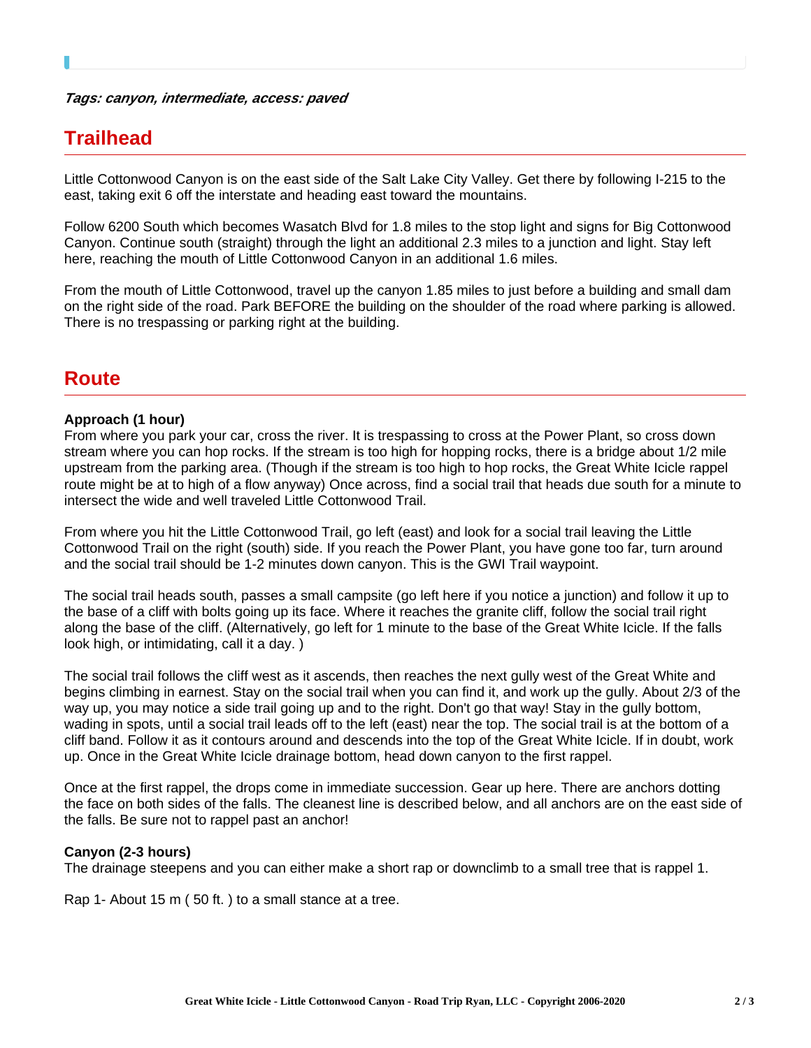***Tags: canyon, intermediate, access: paved***

## Trailhead

Little Cottonwood Canyon is on the east side of the Salt Lake City Valley. Get there by following I-215 to the east, taking exit 6 off the interstate and heading east toward the mountains.

Follow 6200 South which becomes Wasatch Blvd for 1.8 miles to the stop light and signs for Big Cottonwood Canyon. Continue south (straight) through the light an additional 2.3 miles to a junction and light. Stay left here, reaching the mouth of Little Cottonwood Canyon in an additional 1.6 miles.

From the mouth of Little Cottonwood, travel up the canyon 1.85 miles to just before a building and small dam on the right side of the road. Park BEFORE the building on the shoulder of the road where parking is allowed. There is no trespassing or parking right at the building.

## Route

**Approach (1 hour)**
From where you park your car, cross the river. It is trespassing to cross at the Power Plant, so cross down stream where you can hop rocks. If the stream is too high for hopping rocks, there is a bridge about 1/2 mile upstream from the parking area. (Though if the stream is too high to hop rocks, the Great White Icicle rappel route might be at to high of a flow anyway) Once across, find a social trail that heads due south for a minute to intersect the wide and well traveled Little Cottonwood Trail.

From where you hit the Little Cottonwood Trail, go left (east) and look for a social trail leaving the Little Cottonwood Trail on the right (south) side. If you reach the Power Plant, you have gone too far, turn around and the social trail should be 1-2 minutes down canyon. This is the GWI Trail waypoint.

The social trail heads south, passes a small campsite (go left here if you notice a junction) and follow it up to the base of a cliff with bolts going up its face. Where it reaches the granite cliff, follow the social trail right along the base of the cliff. (Alternatively, go left for 1 minute to the base of the Great White Icicle. If the falls look high, or intimidating, call it a day. )

The social trail follows the cliff west as it ascends, then reaches the next gully west of the Great White and begins climbing in earnest. Stay on the social trail when you can find it, and work up the gully. About 2/3 of the way up, you may notice a side trail going up and to the right. Don't go that way! Stay in the gully bottom, wading in spots, until a social trail leads off to the left (east) near the top. The social trail is at the bottom of a cliff band. Follow it as it contours around and descends into the top of the Great White Icicle. If in doubt, work up. Once in the Great White Icicle drainage bottom, head down canyon to the first rappel.

Once at the first rappel, the drops come in immediate succession. Gear up here. There are anchors dotting the face on both sides of the falls. The cleanest line is described below, and all anchors are on the east side of the falls. Be sure not to rappel past an anchor!

**Canyon (2-3 hours)**
The drainage steepens and you can either make a short rap or downclimb to a small tree that is rappel 1.

Rap 1- About 15 m ( 50 ft. ) to a small stance at a tree.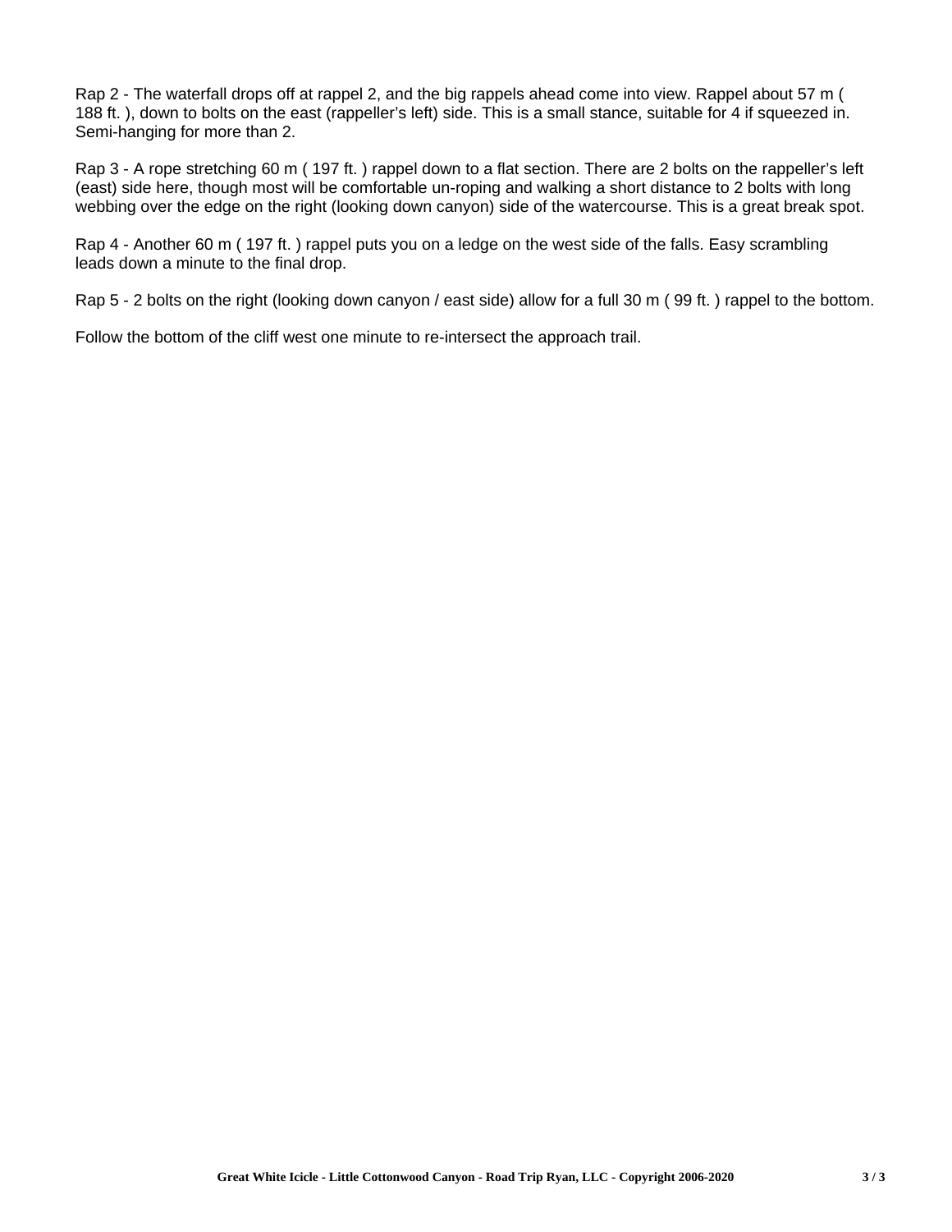Rap 2 - The waterfall drops off at rappel 2, and the big rappels ahead come into view. Rappel about 57 m ( 188 ft. ), down to bolts on the east (rappeller's left) side. This is a small stance, suitable for 4 if squeezed in. Semi-hanging for more than 2.

Rap 3 - A rope stretching 60 m ( 197 ft. ) rappel down to a flat section. There are 2 bolts on the rappeller's left (east) side here, though most will be comfortable un-roping and walking a short distance to 2 bolts with long webbing over the edge on the right (looking down canyon) side of the watercourse. This is a great break spot.

Rap 4 - Another 60 m ( 197 ft. ) rappel puts you on a ledge on the west side of the falls. Easy scrambling leads down a minute to the final drop.

Rap 5 - 2 bolts on the right (looking down canyon / east side) allow for a full 30 m ( 99 ft. ) rappel to the bottom.

Follow the bottom of the cliff west one minute to re-intersect the approach trail.